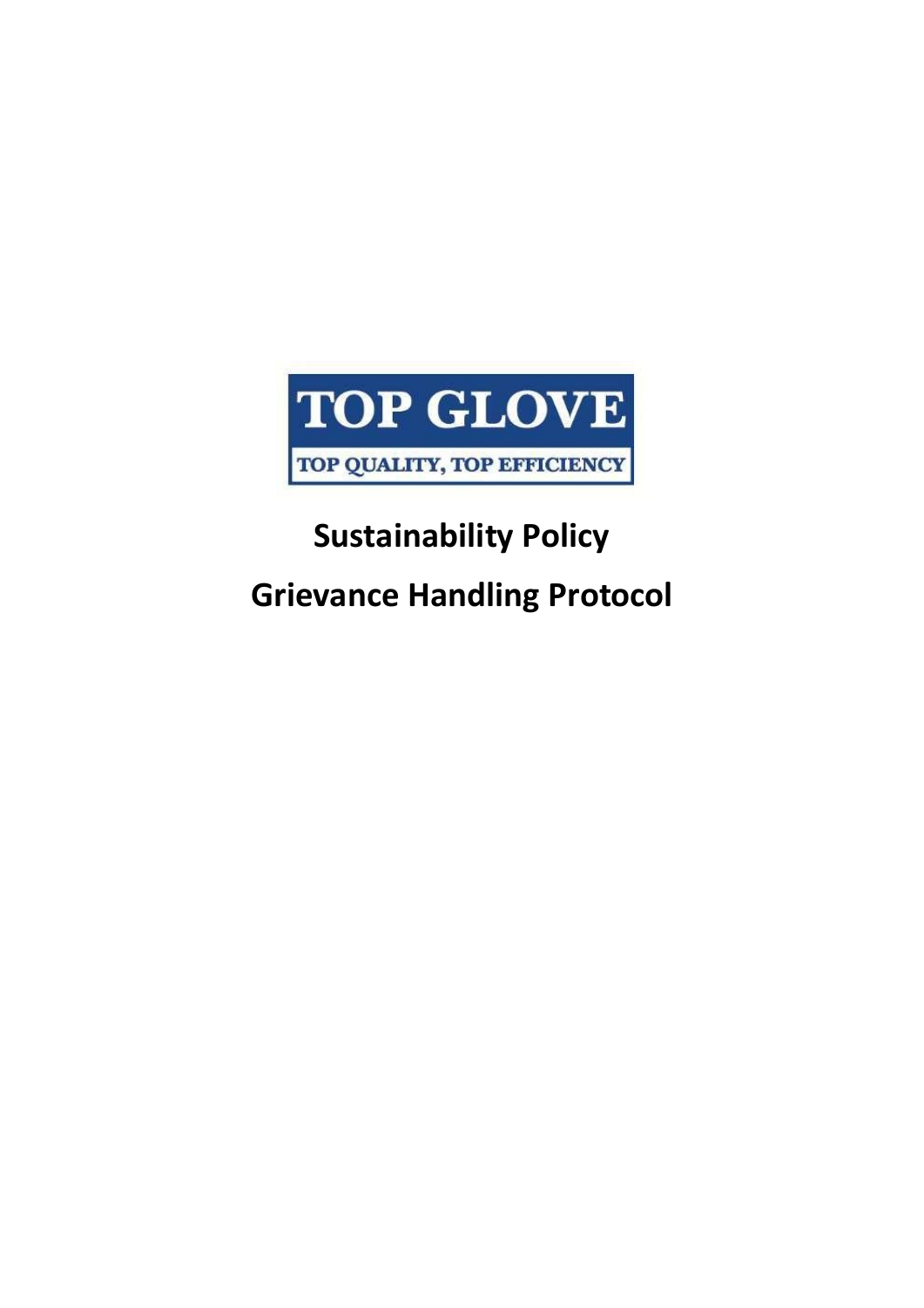TOP GLOVE

TOP QUALITY, TOP EFFICIENCY

# Sustainability Policy

# Grievance Handling Protocol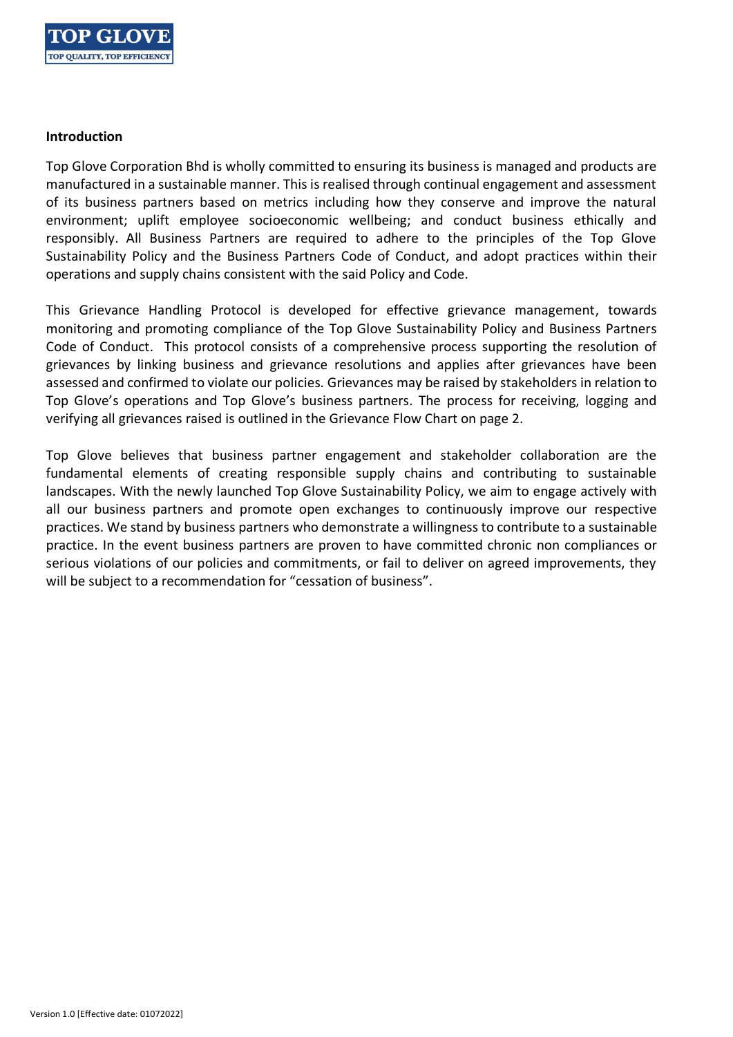## Introduction

Top Glove Corporation Bhd is wholly committed to ensuring its business is managed and products are manufactured in a sustainable manner. This is realised through continual engagement and assessment of its business partners based on metrics including how they conserve and improve the natural environment; uplift employee socioeconomic wellbeing; and conduct business ethically and responsibly. All Business Partners are required to adhere to the principles of the Top Glove Sustainability Policy and the Business Partners Code of Conduct, and adopt practices within their operations and supply chains consistent with the said Policy and Code.

This Grievance Handling Protocol is developed for effective grievance management, towards monitoring and promoting compliance of the Top Glove Sustainability Policy and Business Partners Code of Conduct. This protocol consists of a comprehensive process supporting the resolution of grievances by linking business and grievance resolutions and applies after grievances have been assessed and confirmed to violate our policies. Grievances may be raised by stakeholders in relation to Top Glove's operations and Top Glove's business partners. The process for receiving, logging and verifying all grievances raised is outlined in the Grievance Flow Chart on page 2.

Top Glove believes that business partner engagement and stakeholder collaboration are the fundamental elements of creating responsible supply chains and contributing to sustainable landscapes. With the newly launched Top Glove Sustainability Policy, we aim to engage actively with all our business partners and promote open exchanges to continuously improve our respective practices. We stand by business partners who demonstrate a willingness to contribute to a sustainable practice. In the event business partners are proven to have committed chronic non compliances or serious violations of our policies and commitments, or fail to deliver on agreed improvements, they will be subject to a recommendation for "cessation of business".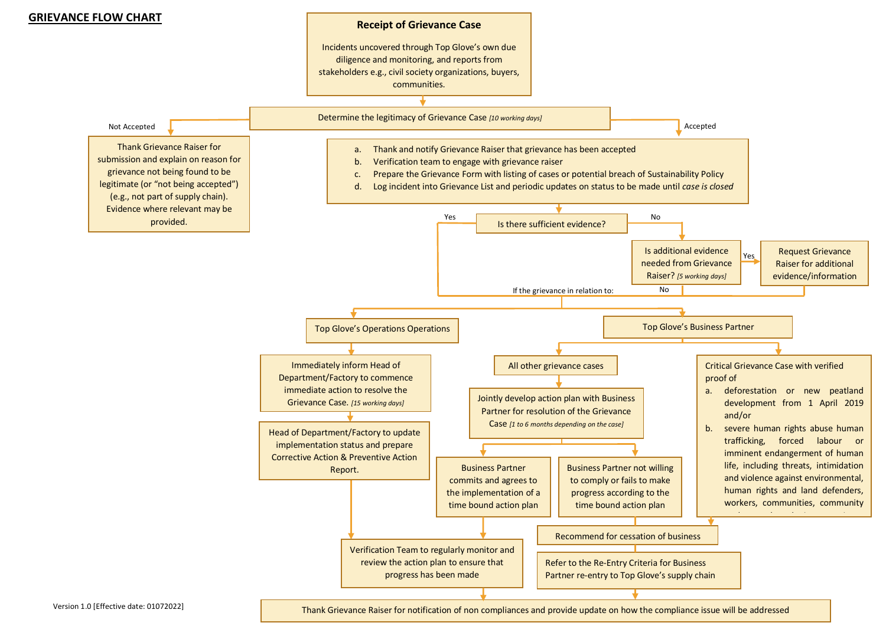## GRIEVANCE FLOW CHART

**Receipt of Grievance Case**

Incidents uncovered through Top Glove's own due diligence and monitoring, and reports from stakeholders e.g., civil society organizations, buyers, communities.

Determine the legitimacy of Grievance Case *[10 working days]*

**Not Accepted**

Thank Grievance Raiser for submission and explain on reason for grievance not being found to be legitimate (or "not being accepted") (e.g., not part of supply chain). Evidence where relevant may be provided.

**Accepted**

a. Thank and notify Grievance Raiser that grievance has been accepted
b. Verification team to engage with grievance raiser
c. Prepare the Grievance Form with listing of cases or potential breach of Sustainability Policy
d. Log incident into Grievance List and periodic updates on status to be made until *case is closed*

Is there sufficient evidence?

- **Yes** → If the grievance in relation to:
- **No** → Is additional evidence needed from Grievance Raiser? *[5 working days]*
  - **Yes** → Request Grievance Raiser for additional evidence/information
  - **No** → If the grievance in relation to:

If the grievance in relation to:

**Top Glove's Operations Operations**

Immediately inform Head of Department/Factory to commence immediate action to resolve the Grievance Case. *[15 working days]*

Head of Department/Factory to update implementation status and prepare Corrective Action & Preventive Action Report.

Verification Team to regularly monitor and review the action plan to ensure that progress has been made

**Top Glove's Business Partner**

All other grievance cases

Jointly develop action plan with Business Partner for resolution of the Grievance Case *[1 to 6 months depending on the case]*

- Business Partner commits and agrees to the implementation of a time bound action plan → Verification Team to regularly monitor and review the action plan to ensure that progress has been made
- Business Partner not willing to comply or fails to make progress according to the time bound action plan → Recommend for cessation of business

Critical Grievance Case with verified proof of

a. deforestation or new peatland development from 1 April 2019 and/or
b. severe human rights abuse human trafficking, forced labour or imminent endangerment of human life, including threats, intimidation and violence against environmental, human rights and land defenders, workers, communities, community

→ Recommend for cessation of business

Recommend for cessation of business

Refer to the Re-Entry Criteria for Business Partner re-entry to Top Glove's supply chain

Thank Grievance Raiser for notification of non compliances and provide update on how the compliance issue will be addressed

Version 1.0 [Effective date: 01072022]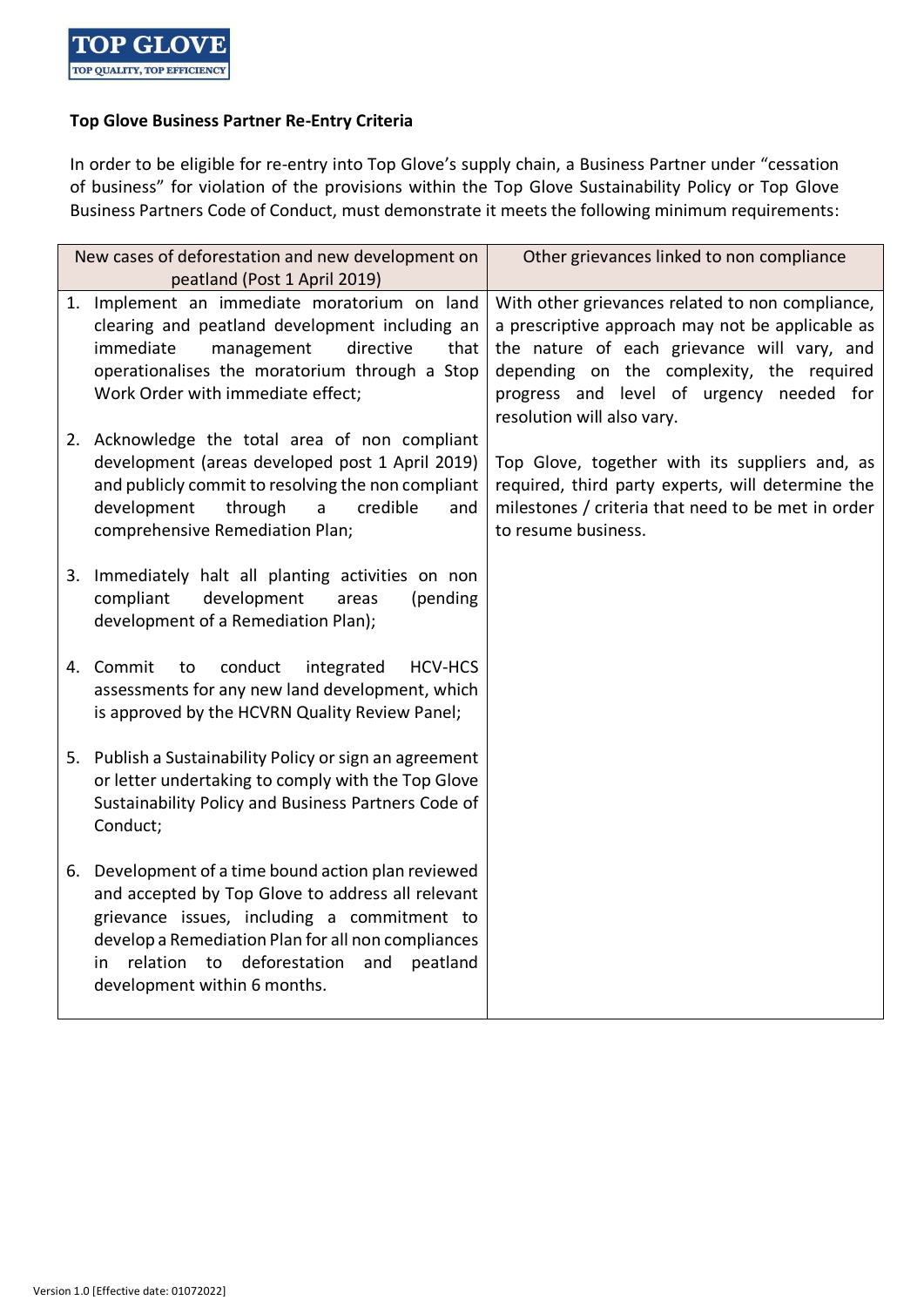TOP GLOVE
TOP QUALITY, TOP EFFICIENCY

**Top Glove Business Partner Re-Entry Criteria**

In order to be eligible for re-entry into Top Glove's supply chain, a Business Partner under "cessation of business" for violation of the provisions within the Top Glove Sustainability Policy or Top Glove Business Partners Code of Conduct, must demonstrate it meets the following minimum requirements:

| New cases of deforestation and new development on peatland (Post 1 April 2019) | Other grievances linked to non compliance |
| --- | --- |
| 1. Implement an immediate moratorium on land clearing and peatland development including an immediate management directive that operationalises the moratorium through a Stop Work Order with immediate effect;<br><br>2. Acknowledge the total area of non compliant development (areas developed post 1 April 2019) and publicly commit to resolving the non compliant development through a credible and comprehensive Remediation Plan;<br><br>3. Immediately halt all planting activities on non compliant development areas (pending development of a Remediation Plan);<br><br>4. Commit to conduct integrated HCV-HCS assessments for any new land development, which is approved by the HCVRN Quality Review Panel;<br><br>5. Publish a Sustainability Policy or sign an agreement or letter undertaking to comply with the Top Glove Sustainability Policy and Business Partners Code of Conduct;<br><br>6. Development of a time bound action plan reviewed and accepted by Top Glove to address all relevant grievance issues, including a commitment to develop a Remediation Plan for all non compliances in relation to deforestation and peatland development within 6 months. | With other grievances related to non compliance, a prescriptive approach may not be applicable as the nature of each grievance will vary, and depending on the complexity, the required progress and level of urgency needed for resolution will also vary.<br><br>Top Glove, together with its suppliers and, as required, third party experts, will determine the milestones / criteria that need to be met in order to resume business. |

Version 1.0 [Effective date: 01072022]